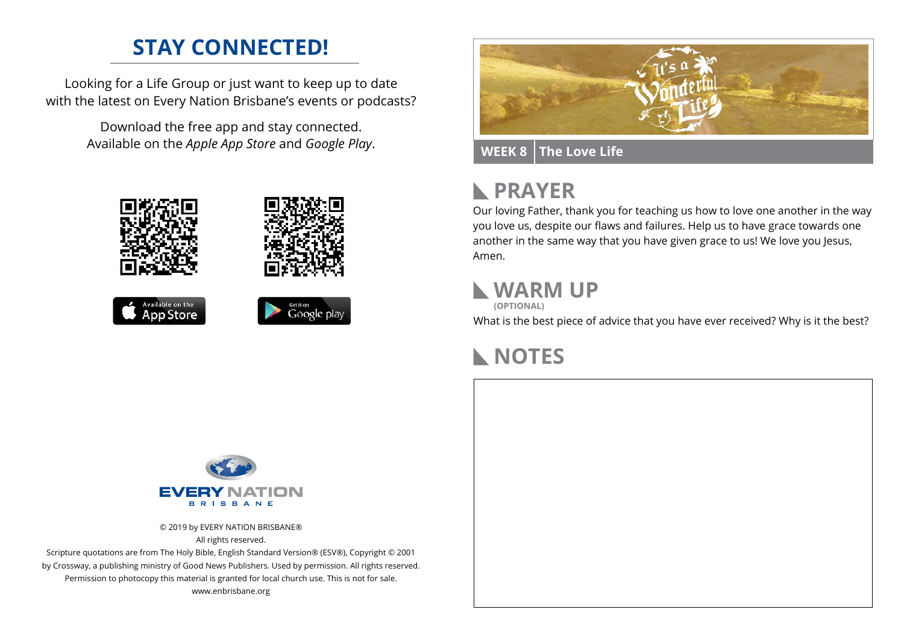# STAY CONNECTED!

Looking for a Life Group or just want to keep up to date with the latest on Every Nation Brisbane's events or podcasts?

Download the free app and stay connected.
Available on the *Apple App Store* and *Google Play*.

Available on the App Store

Get it on Google play

EVERY NATION
BRISBANE

© 2019 by EVERY NATION BRISBANE®
All rights reserved.
Scripture quotations are from The Holy Bible, English Standard Version® (ESV®), Copyright © 2001 by Crossway, a publishing ministry of Good News Publishers. Used by permission. All rights reserved.
Permission to photocopy this material is granted for local church use. This is not for sale.
www.enbrisbane.org

It's a Wonderful Life

**WEEK 8** | **The Love Life**

## PRAYER

Our loving Father, thank you for teaching us how to love one another in the way you love us, despite our flaws and failures. Help us to have grace towards one another in the same way that you have given grace to us! We love you Jesus, Amen.

## WARM UP

**(OPTIONAL)**

What is the best piece of advice that you have ever received? Why is it the best?

## NOTES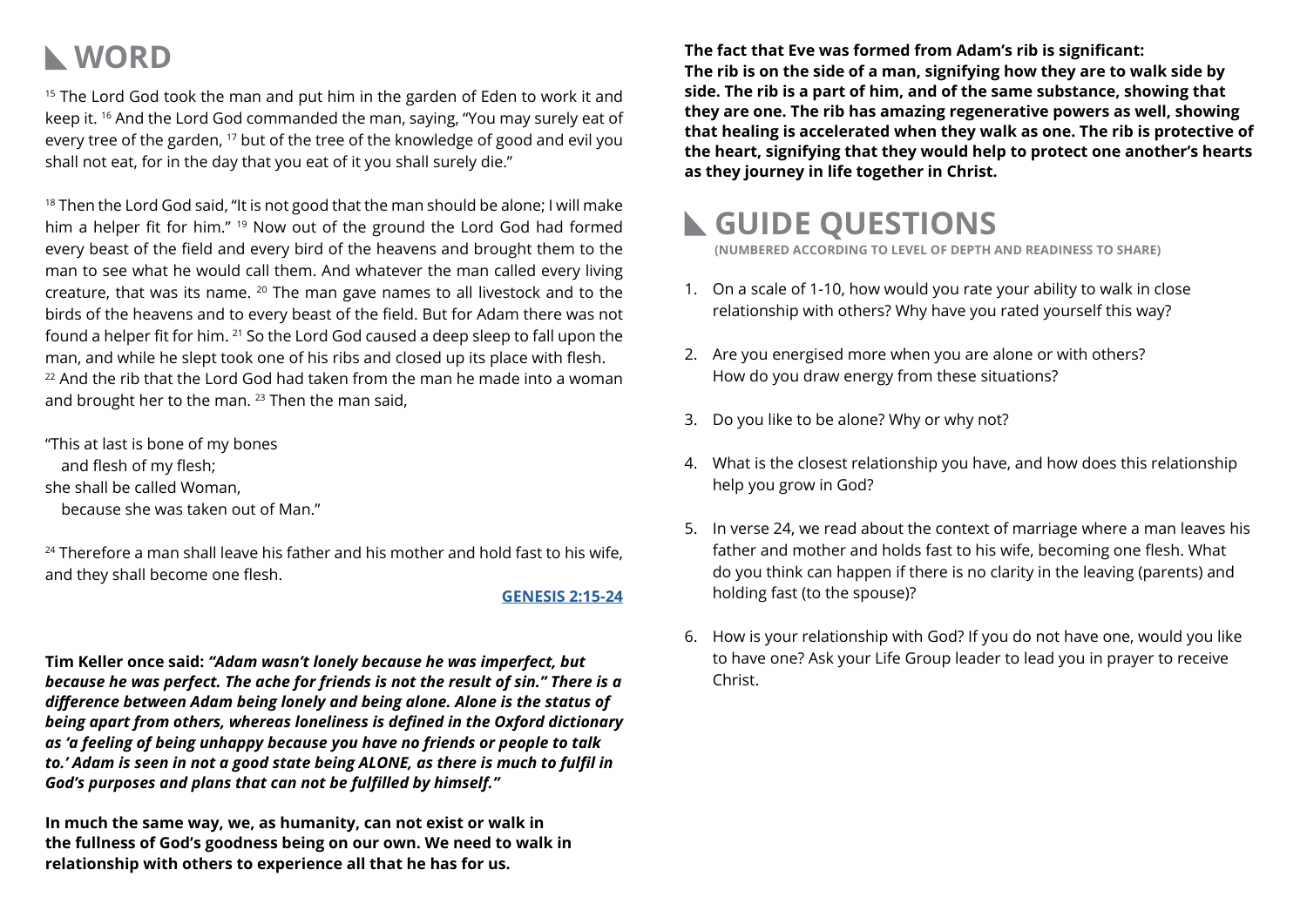## WORD

[15] The Lord God took the man and put him in the garden of Eden to work it and keep it. [16] And the Lord God commanded the man, saying, "You may surely eat of every tree of the garden, [17] but of the tree of the knowledge of good and evil you shall not eat, for in the day that you eat of it you shall surely die."

[18] Then the Lord God said, "It is not good that the man should be alone; I will make him a helper fit for him." [19] Now out of the ground the Lord God had formed every beast of the field and every bird of the heavens and brought them to the man to see what he would call them. And whatever the man called every living creature, that was its name. [20] The man gave names to all livestock and to the birds of the heavens and to every beast of the field. But for Adam there was not found a helper fit for him. [21] So the Lord God caused a deep sleep to fall upon the man, and while he slept took one of his ribs and closed up its place with flesh. [22] And the rib that the Lord God had taken from the man he made into a woman and brought her to the man. [23] Then the man said,

"This at last is bone of my bones
and flesh of my flesh;
she shall be called Woman,
because she was taken out of Man."

[24] Therefore a man shall leave his father and his mother and hold fast to his wife, and they shall become one flesh.

**GENESIS 2:15-24**

**Tim Keller once said:** ***"Adam wasn't lonely because he was imperfect, but because he was perfect. The ache for friends is not the result of sin." There is a difference between Adam being lonely and being alone. Alone is the status of being apart from others, whereas loneliness is defined in the Oxford dictionary as 'a feeling of being unhappy because you have no friends or people to talk to.' Adam is seen in not a good state being ALONE, as there is much to fulfil in God's purposes and plans that can not be fulfilled by himself."***

**In much the same way, we, as humanity, can not exist or walk in the fullness of God's goodness being on our own. We need to walk in relationship with others to experience all that he has for us.**

**The fact that Eve was formed from Adam's rib is significant:**
**The rib is on the side of a man, signifying how they are to walk side by side. The rib is a part of him, and of the same substance, showing that they are one. The rib has amazing regenerative powers as well, showing that healing is accelerated when they walk as one. The rib is protective of the heart, signifying that they would help to protect one another's hearts as they journey in life together in Christ.**

## GUIDE QUESTIONS

**(NUMBERED ACCORDING TO LEVEL OF DEPTH AND READINESS TO SHARE)**

1. On a scale of 1-10, how would you rate your ability to walk in close relationship with others? Why have you rated yourself this way?
2. Are you energised more when you are alone or with others? How do you draw energy from these situations?
3. Do you like to be alone? Why or why not?
4. What is the closest relationship you have, and how does this relationship help you grow in God?
5. In verse 24, we read about the context of marriage where a man leaves his father and mother and holds fast to his wife, becoming one flesh. What do you think can happen if there is no clarity in the leaving (parents) and holding fast (to the spouse)?
6. How is your relationship with God? If you do not have one, would you like to have one? Ask your Life Group leader to lead you in prayer to receive Christ.